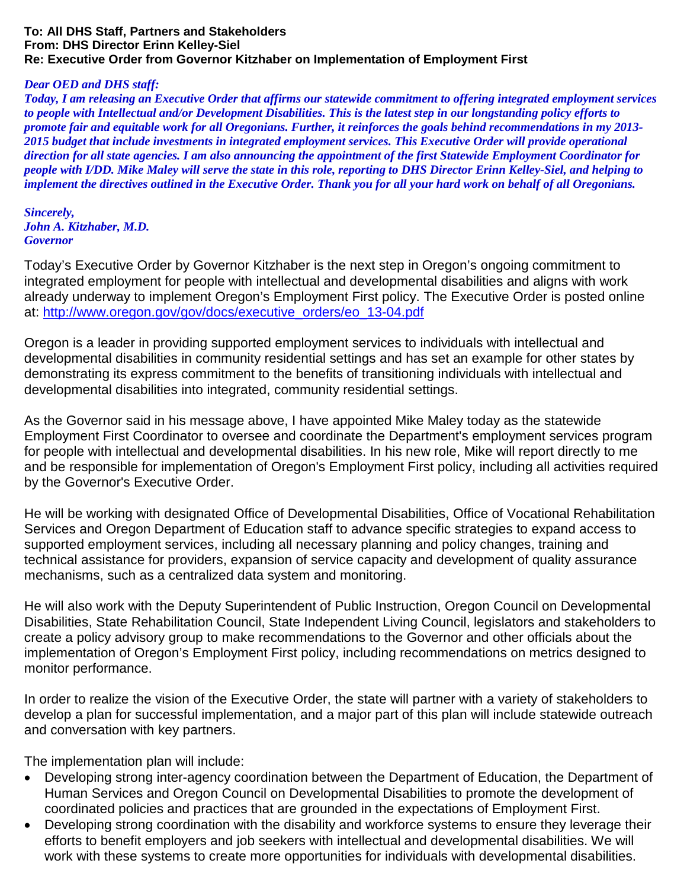**To: All DHS Staff, Partners and Stakeholders**
**From: DHS Director Erinn Kelley-Siel**
**Re: Executive Order from Governor Kitzhaber on Implementation of Employment First**

***Dear OED and DHS staff:***
***Today, I am releasing an Executive Order that affirms our statewide commitment to offering integrated employment services to people with Intellectual and/or Development Disabilities. This is the latest step in our longstanding policy efforts to promote fair and equitable work for all Oregonians. Further, it reinforces the goals behind recommendations in my 2013-2015 budget that include investments in integrated employment services. This Executive Order will provide operational direction for all state agencies. I am also announcing the appointment of the first Statewide Employment Coordinator for people with I/DD. Mike Maley will serve the state in this role, reporting to DHS Director Erinn Kelley-Siel, and helping to implement the directives outlined in the Executive Order. Thank you for all your hard work on behalf of all Oregonians.***

***Sincerely,***
***John A. Kitzhaber, M.D.***
***Governor***

Today's Executive Order by Governor Kitzhaber is the next step in Oregon's ongoing commitment to integrated employment for people with intellectual and developmental disabilities and aligns with work already underway to implement Oregon's Employment First policy. The Executive Order is posted online at: [http://www.oregon.gov/gov/docs/executive_orders/eo_13-04.pdf](http://www.oregon.gov/gov/docs/executive_orders/eo_13-04.pdf)

Oregon is a leader in providing supported employment services to individuals with intellectual and developmental disabilities in community residential settings and has set an example for other states by demonstrating its express commitment to the benefits of transitioning individuals with intellectual and developmental disabilities into integrated, community residential settings.

As the Governor said in his message above, I have appointed Mike Maley today as the statewide Employment First Coordinator to oversee and coordinate the Department's employment services program for people with intellectual and developmental disabilities. In his new role, Mike will report directly to me and be responsible for implementation of Oregon's Employment First policy, including all activities required by the Governor's Executive Order.

He will be working with designated Office of Developmental Disabilities, Office of Vocational Rehabilitation Services and Oregon Department of Education staff to advance specific strategies to expand access to supported employment services, including all necessary planning and policy changes, training and technical assistance for providers, expansion of service capacity and development of quality assurance mechanisms, such as a centralized data system and monitoring.

He will also work with the Deputy Superintendent of Public Instruction, Oregon Council on Developmental Disabilities, State Rehabilitation Council, State Independent Living Council, legislators and stakeholders to create a policy advisory group to make recommendations to the Governor and other officials about the implementation of Oregon's Employment First policy, including recommendations on metrics designed to monitor performance.

In order to realize the vision of the Executive Order, the state will partner with a variety of stakeholders to develop a plan for successful implementation, and a major part of this plan will include statewide outreach and conversation with key partners.

The implementation plan will include:

- Developing strong inter-agency coordination between the Department of Education, the Department of Human Services and Oregon Council on Developmental Disabilities to promote the development of coordinated policies and practices that are grounded in the expectations of Employment First.
- Developing strong coordination with the disability and workforce systems to ensure they leverage their efforts to benefit employers and job seekers with intellectual and developmental disabilities. We will work with these systems to create more opportunities for individuals with developmental disabilities.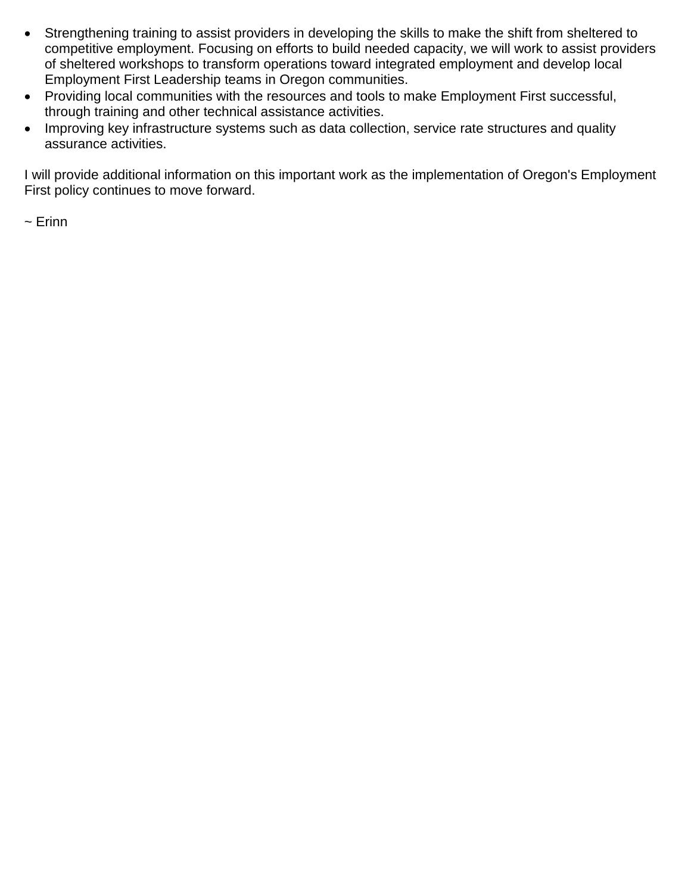- Strengthening training to assist providers in developing the skills to make the shift from sheltered to competitive employment. Focusing on efforts to build needed capacity, we will work to assist providers of sheltered workshops to transform operations toward integrated employment and develop local Employment First Leadership teams in Oregon communities.
- Providing local communities with the resources and tools to make Employment First successful, through training and other technical assistance activities.
- Improving key infrastructure systems such as data collection, service rate structures and quality assurance activities.

I will provide additional information on this important work as the implementation of Oregon's Employment First policy continues to move forward.

~ Erinn